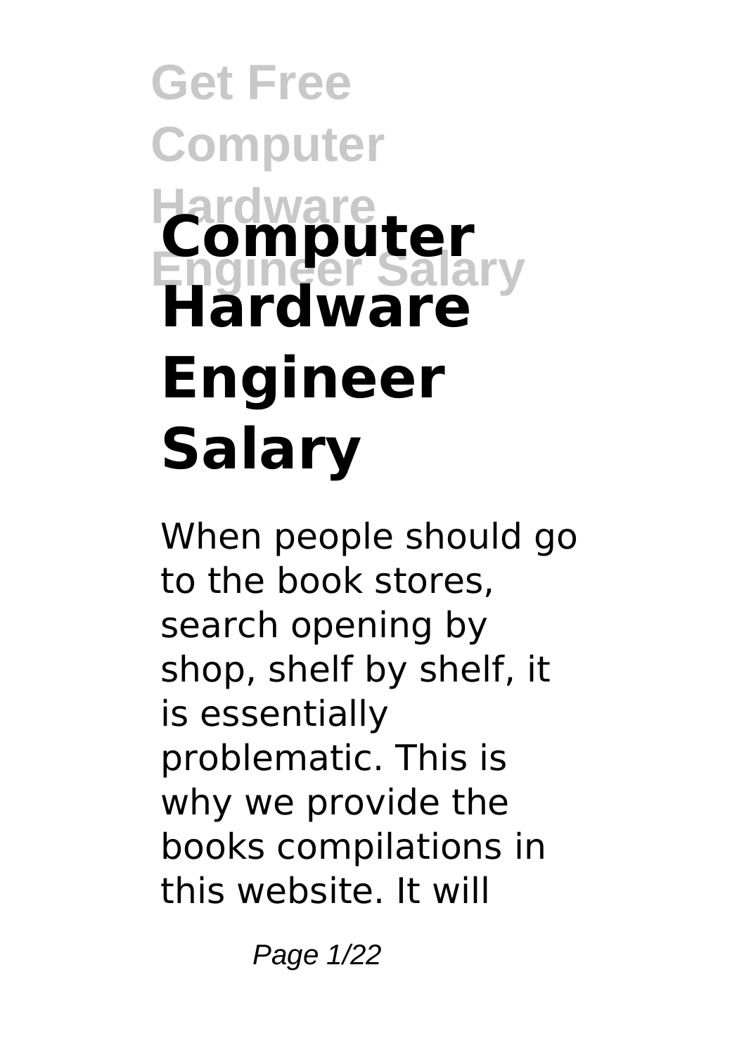# Computer Hardware Engineer Salary

When people should go to the book stores, search opening by shop, shelf by shelf, it is essentially problematic. This is why we provide the books compilations in this website. It will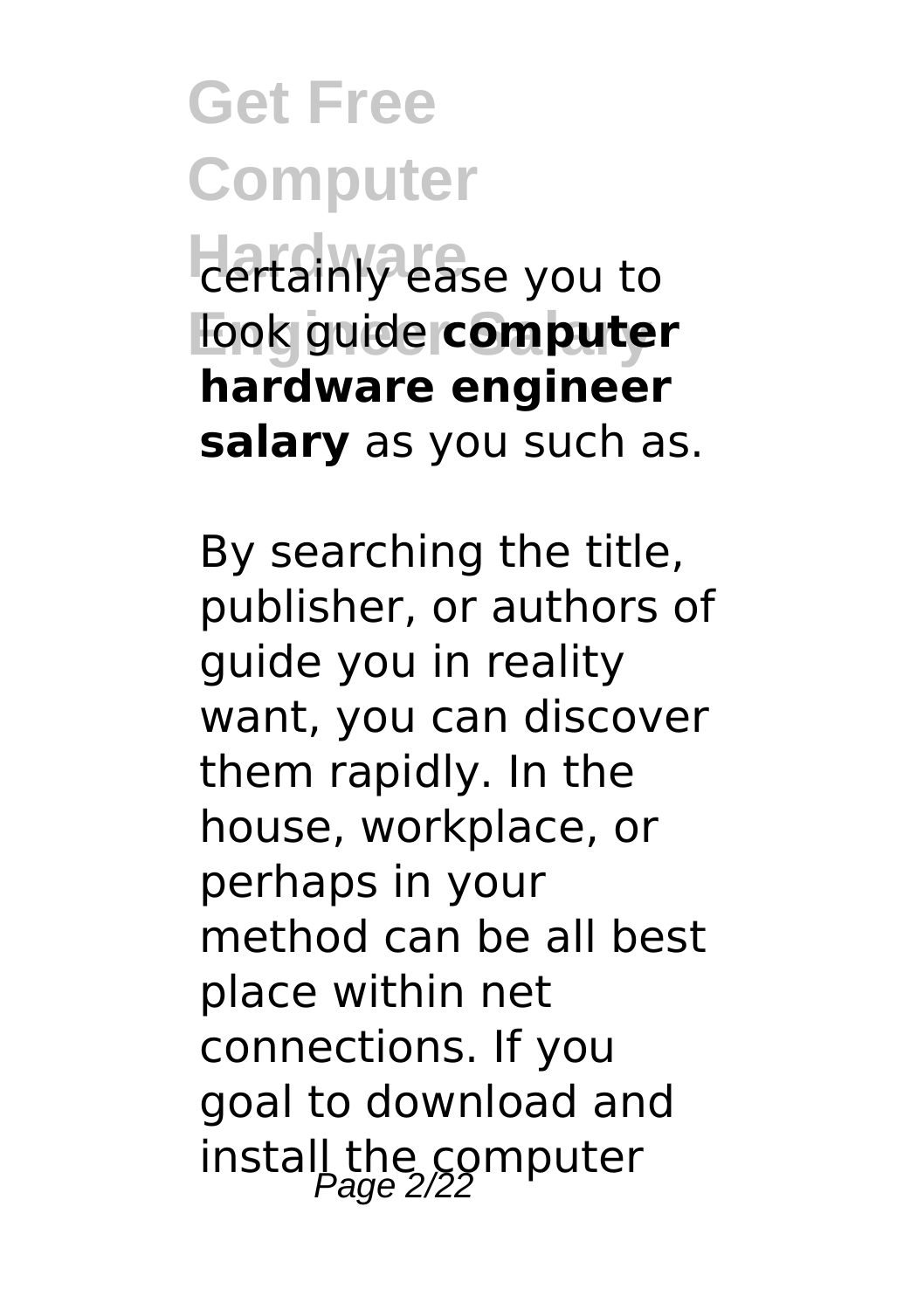certainly ease you to look guide **computer hardware engineer salary** as you such as.

By searching the title, publisher, or authors of guide you in reality want, you can discover them rapidly. In the house, workplace, or perhaps in your method can be all best place within net connections. If you goal to download and install the computer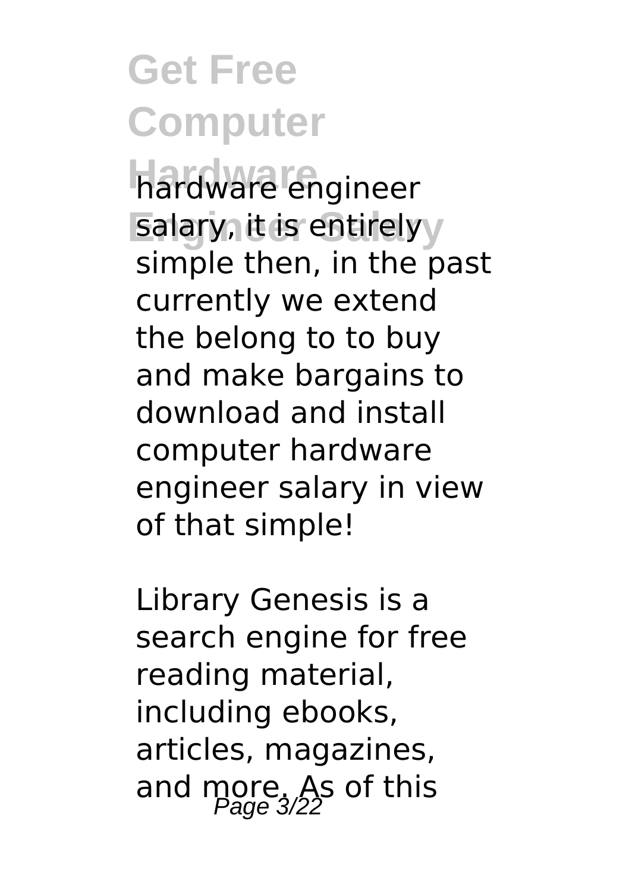hardware engineer salary, it is entirely simple then, in the past currently we extend the belong to to buy and make bargains to download and install computer hardware engineer salary in view of that simple!

Library Genesis is a search engine for free reading material, including ebooks, articles, magazines, and more. As of this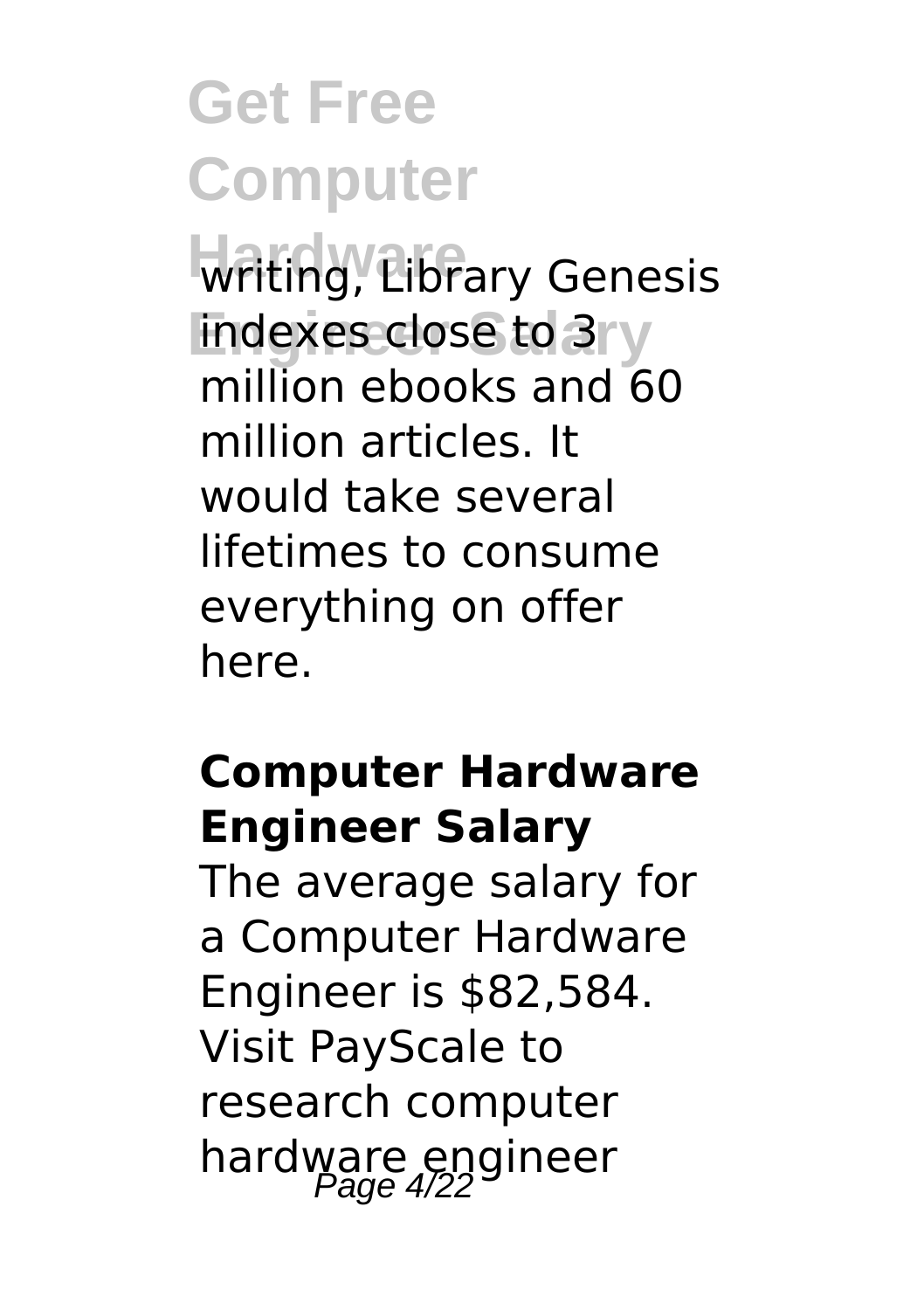writing, Library Genesis indexes close to 3 million ebooks and 60 million articles. It would take several lifetimes to consume everything on offer here.

## Computer Hardware Engineer Salary

The average salary for a Computer Hardware Engineer is $82,584. Visit PayScale to research computer hardware engineer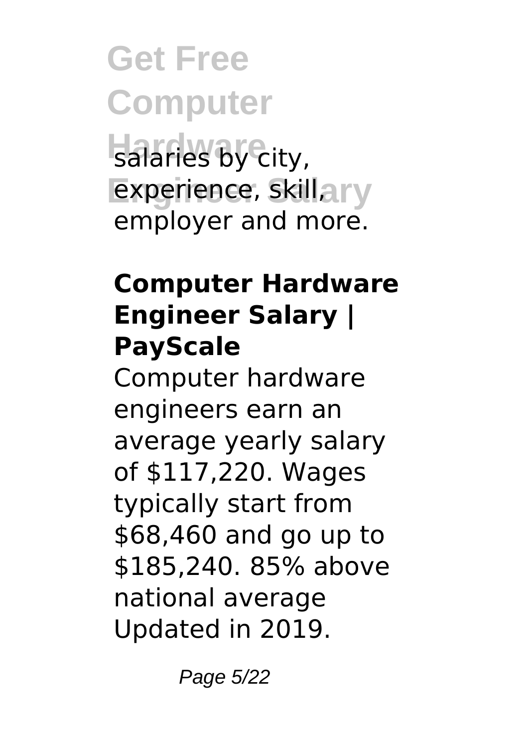salaries by city, experience, skill, employer and more.

**Computer Hardware Engineer Salary | PayScale**

Computer hardware engineers earn an average yearly salary of $117,220. Wages typically start from $68,460 and go up to $185,240. 85% above national average Updated in 2019.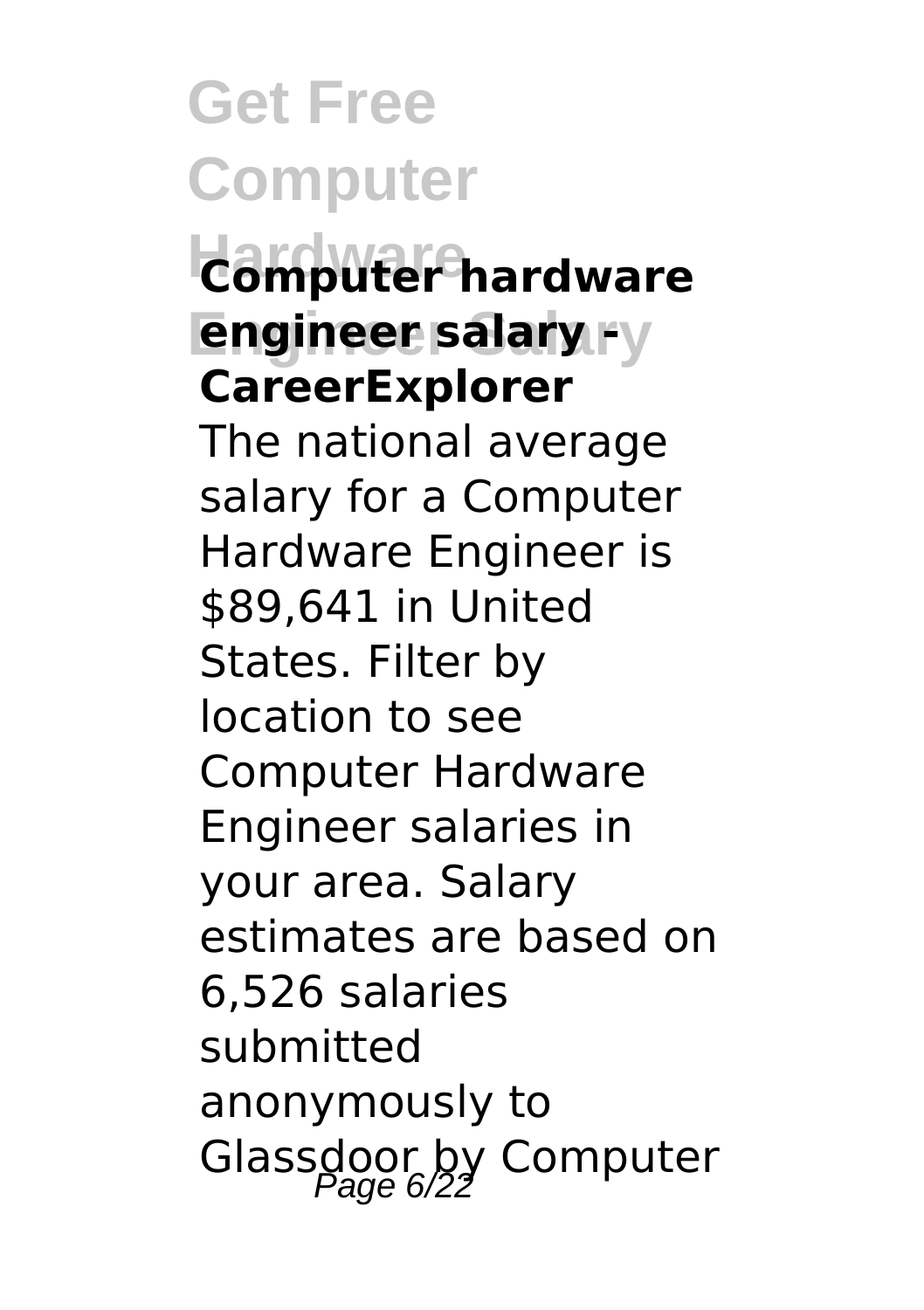**Computer hardware engineer salary - CareerExplorer**

The national average salary for a Computer Hardware Engineer is $89,641 in United States. Filter by location to see Computer Hardware Engineer salaries in your area. Salary estimates are based on 6,526 salaries submitted anonymously to Glassdoor by Computer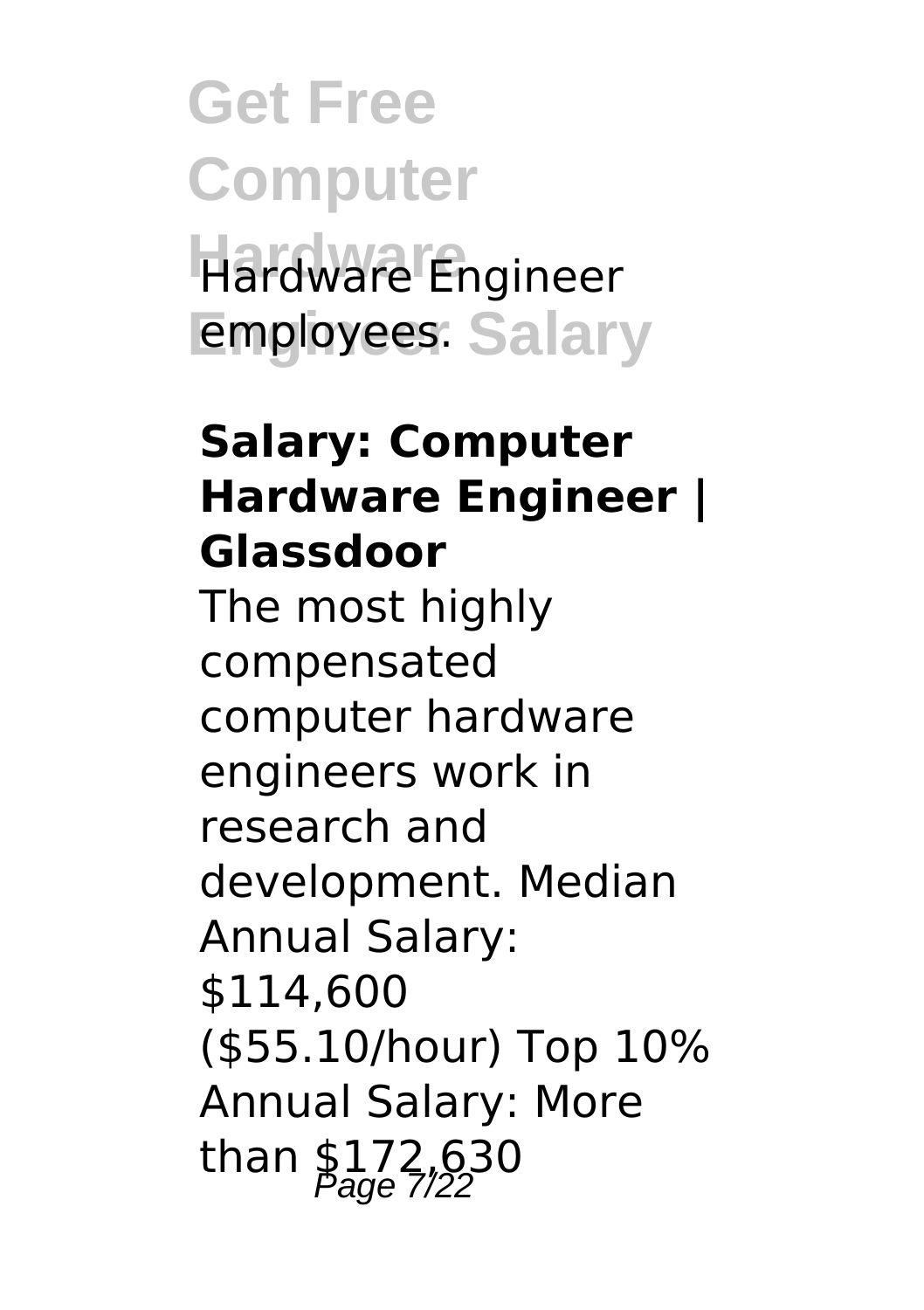Hardware Engineer employees.

**Salary: Computer Hardware Engineer | Glassdoor**

The most highly compensated computer hardware engineers work in research and development. Median Annual Salary: $114,600 ($55.10/hour) Top 10% Annual Salary: More than $172,630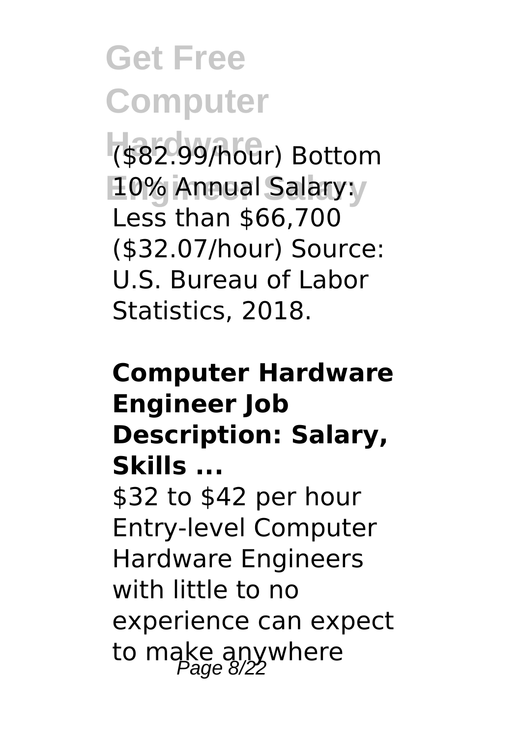($82.99/hour) Bottom 10% Annual Salary: Less than $66,700 ($32.07/hour) Source: U.S. Bureau of Labor Statistics, 2018.

**Computer Hardware Engineer Job Description: Salary, Skills ...**

$32 to $42 per hour Entry-level Computer Hardware Engineers with little to no experience can expect to make anywhere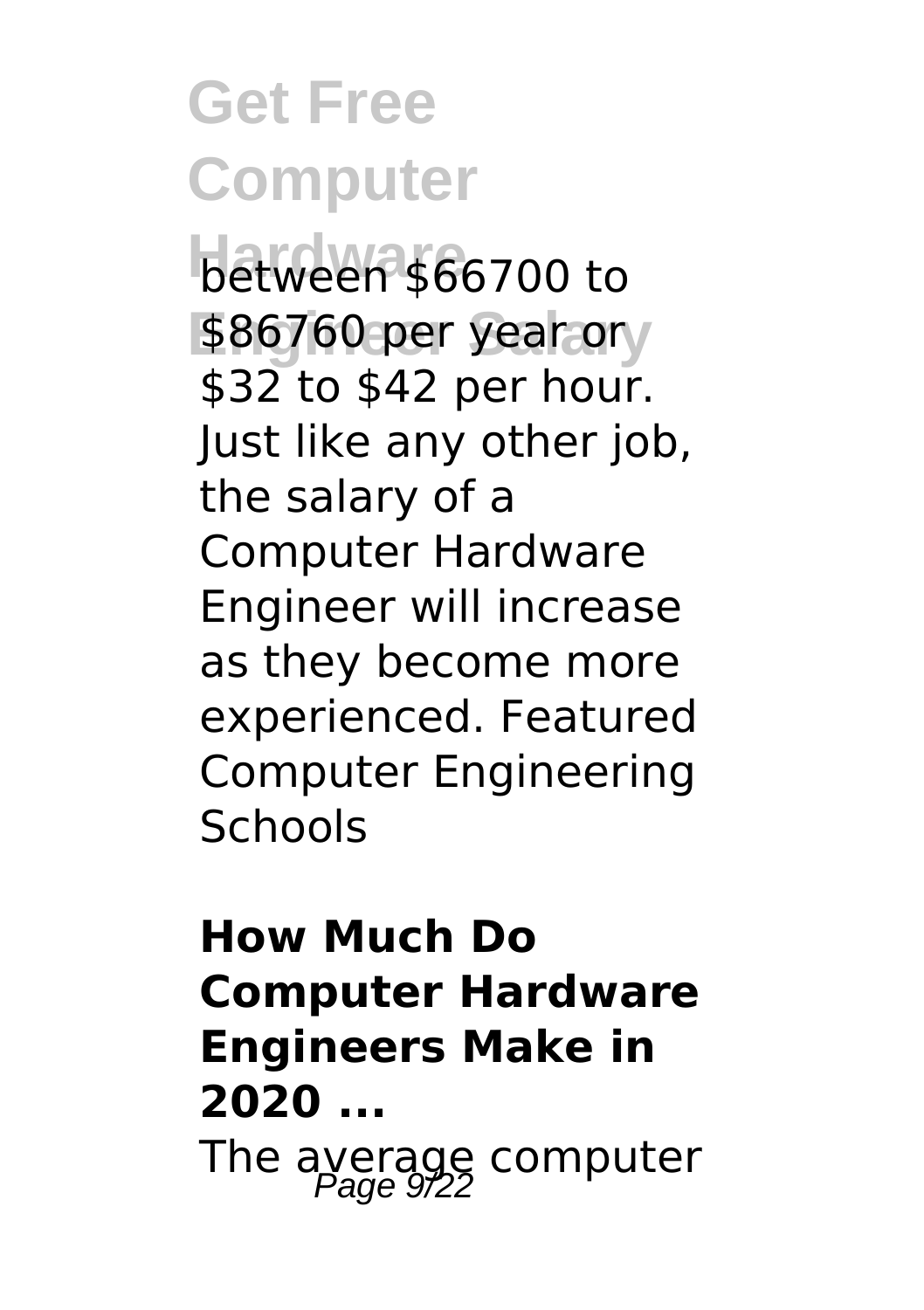between $66700 to $86760 per year or $32 to $42 per hour. Just like any other job, the salary of a Computer Hardware Engineer will increase as they become more experienced. Featured Computer Engineering Schools

## How Much Do Computer Hardware Engineers Make in 2020 ...

The average computer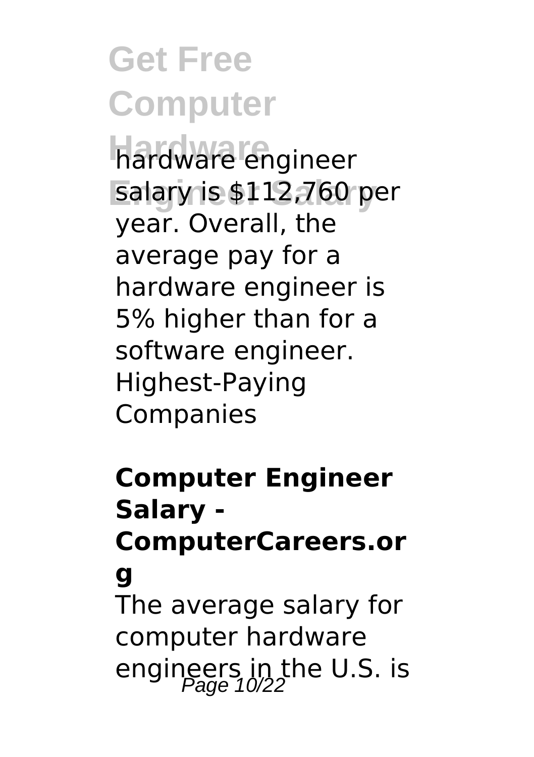hardware engineer salary is $112,760 per year. Overall, the average pay for a hardware engineer is 5% higher than for a software engineer. Highest-Paying Companies

## Computer Engineer Salary - ComputerCareers.org

The average salary for computer hardware engineers in the U.S. is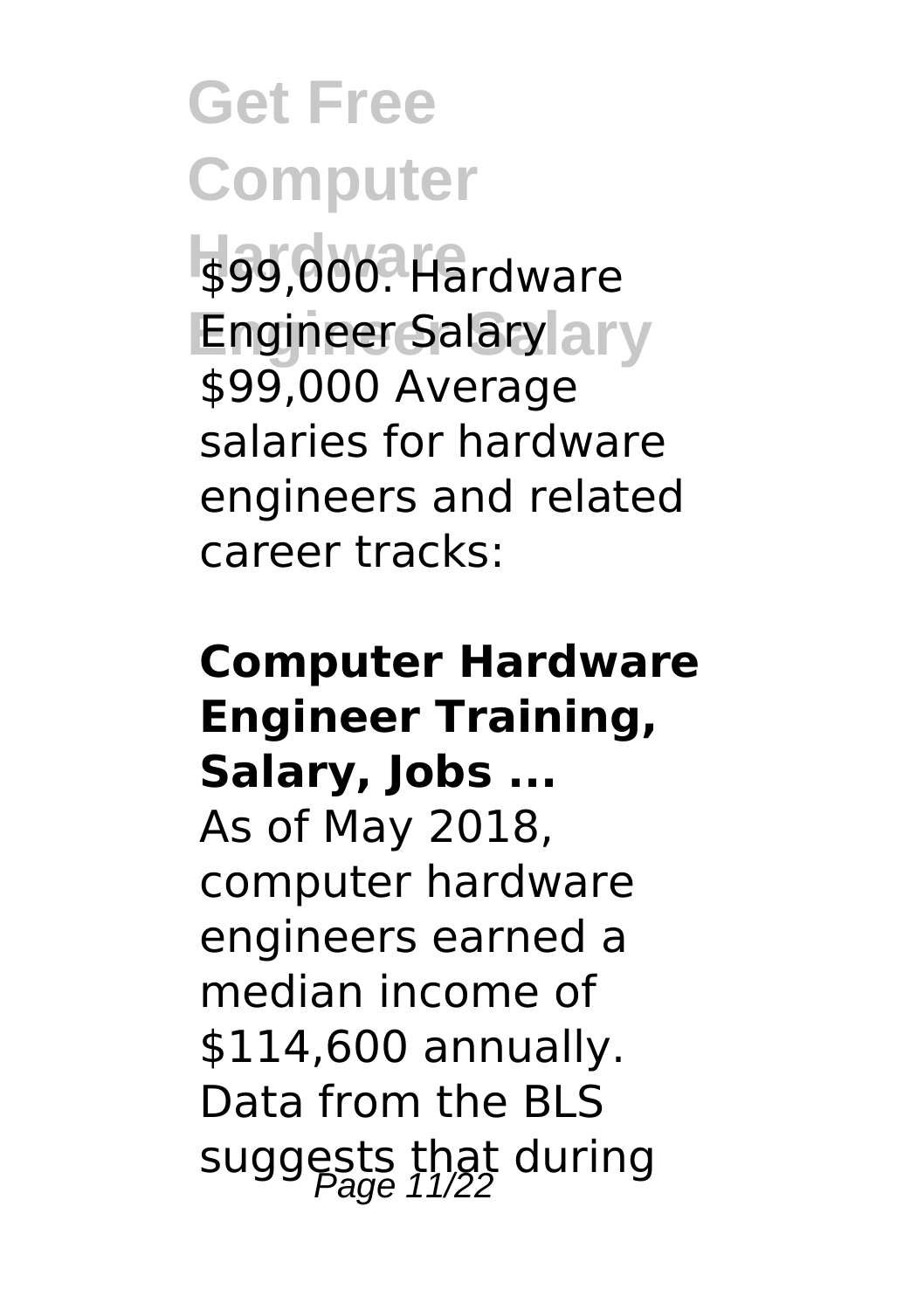$99,000. Hardware Engineer Salary $99,000 Average salaries for hardware engineers and related career tracks:

**Computer Hardware Engineer Training, Salary, Jobs ...**

As of May 2018, computer hardware engineers earned a median income of $114,600 annually. Data from the BLS suggests that during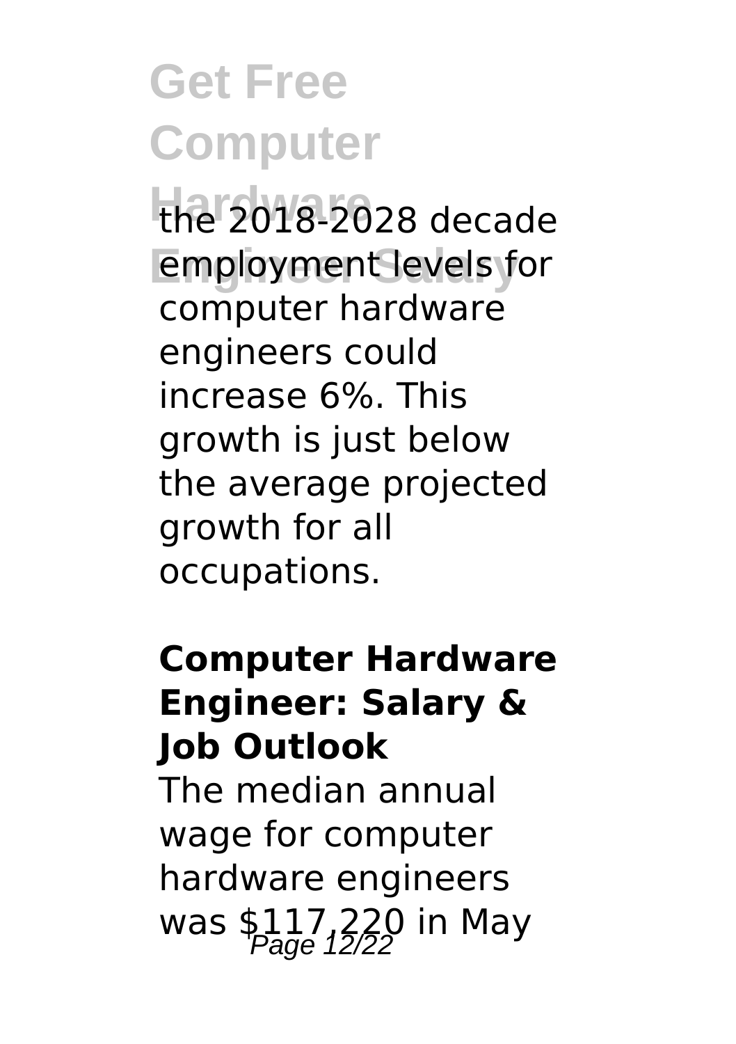the 2018-2028 decade employment levels for computer hardware engineers could increase 6%. This growth is just below the average projected growth for all occupations.

**Computer Hardware Engineer: Salary & Job Outlook**

The median annual wage for computer hardware engineers was $117,220 in May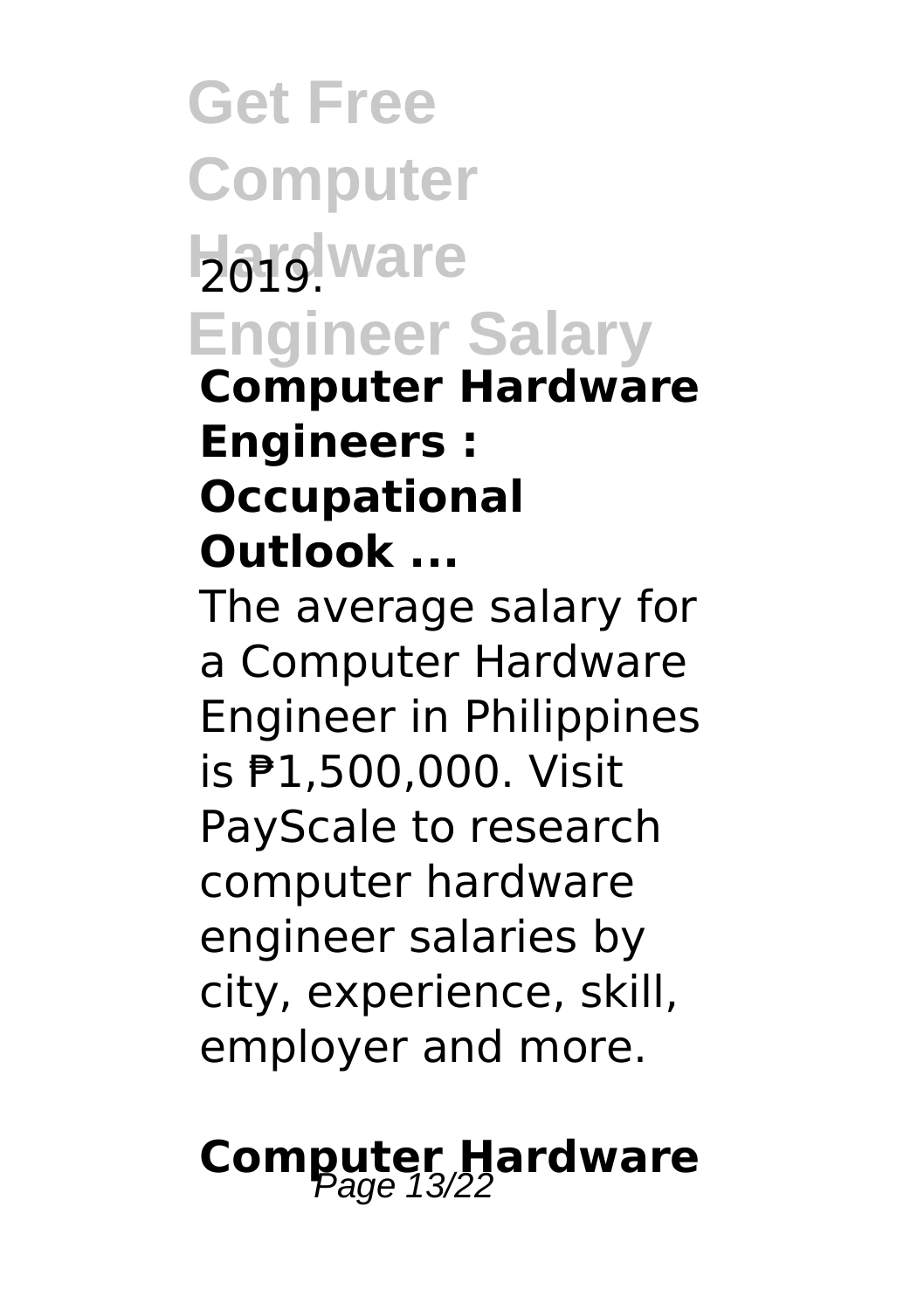2019.

**Computer Hardware Engineers : Occupational Outlook ...**

The average salary for a Computer Hardware Engineer in Philippines is ₱1,500,000. Visit PayScale to research computer hardware engineer salaries by city, experience, skill, employer and more.

**Computer Hardware**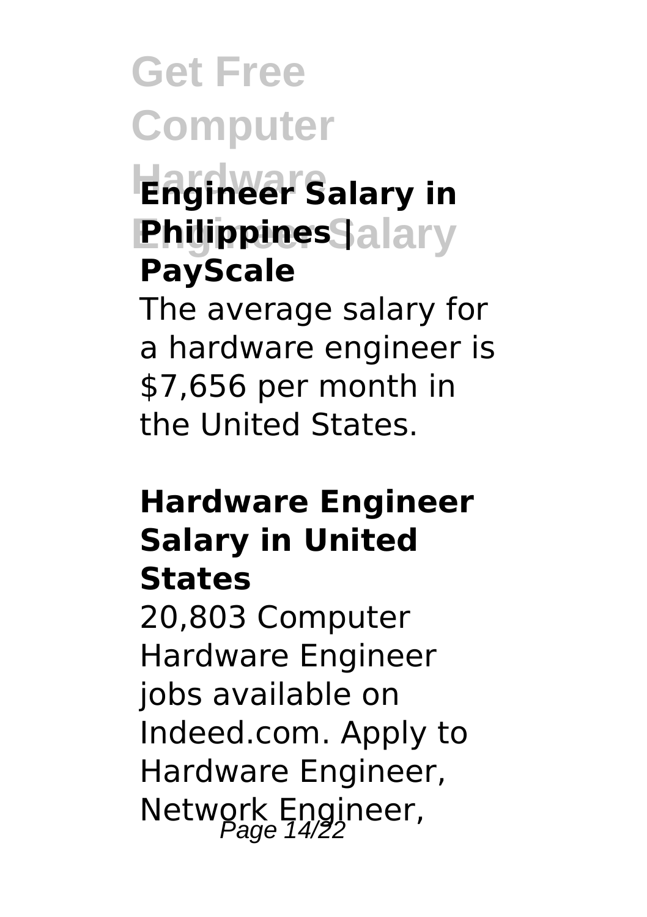### Engineer Salary in Philippines | PayScale

The average salary for a hardware engineer is $7,656 per month in the United States.

### Hardware Engineer Salary in United States

20,803 Computer Hardware Engineer jobs available on Indeed.com. Apply to Hardware Engineer, Network Engineer,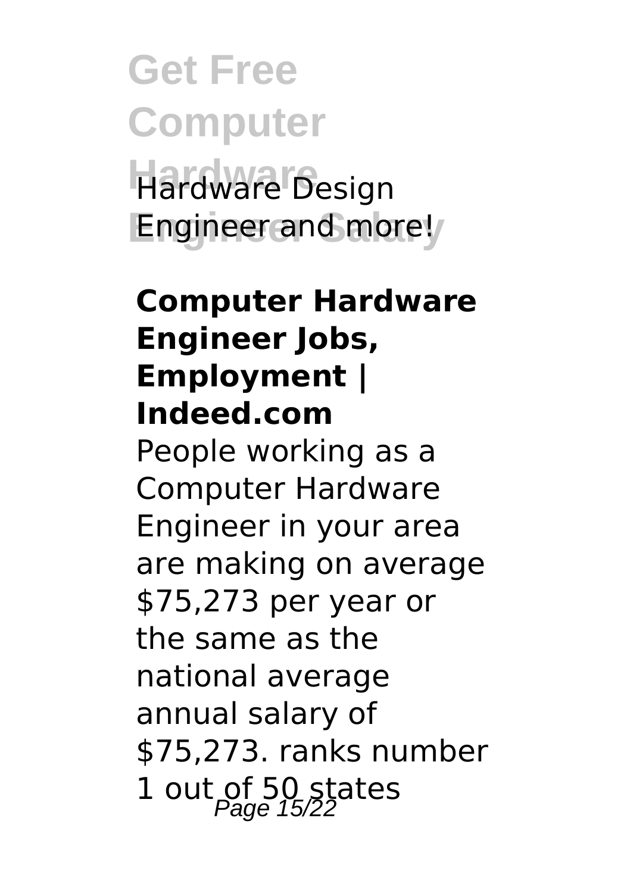Hardware Design Engineer and more!

**Computer Hardware Engineer Jobs, Employment | Indeed.com**

People working as a Computer Hardware Engineer in your area are making on average $75,273 per year or the same as the national average annual salary of $75,273. ranks number 1 out of 50 states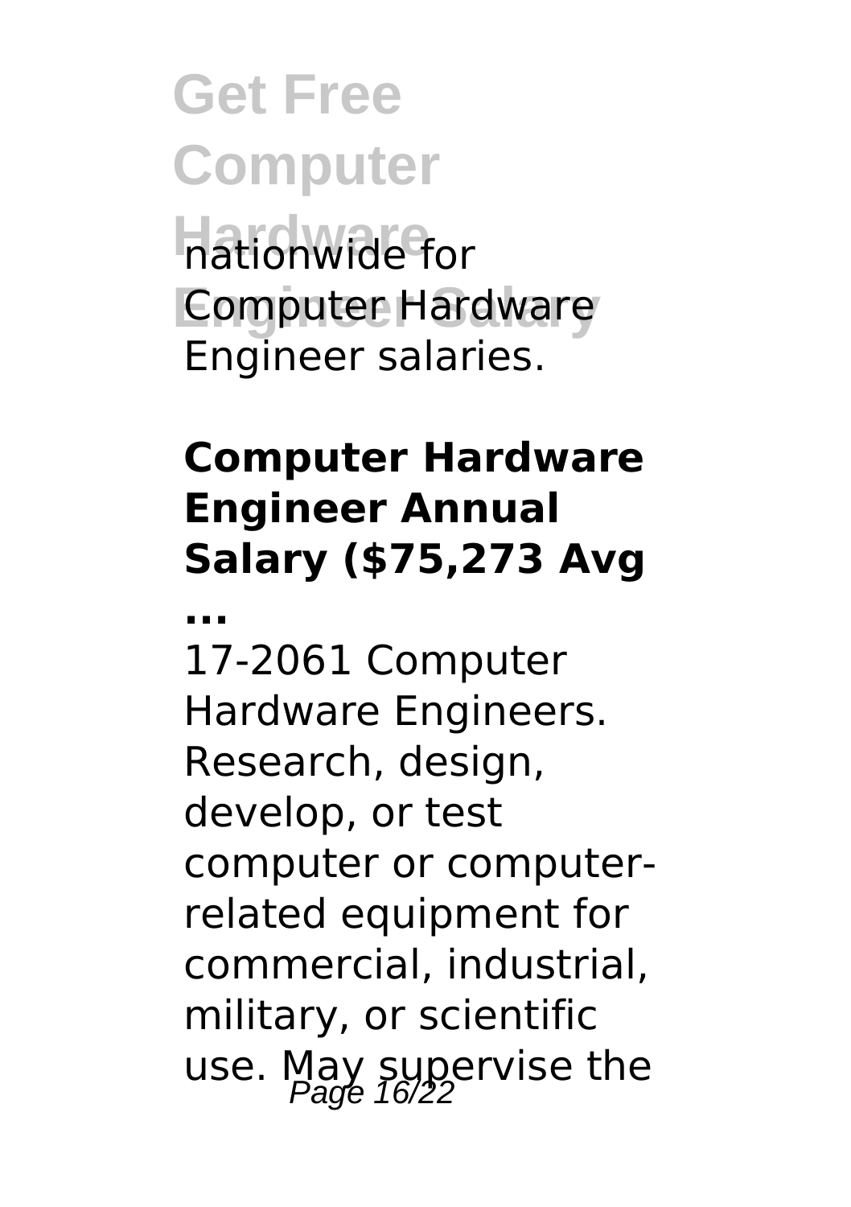nationwide for Computer Hardware Engineer salaries.

### Computer Hardware Engineer Annual Salary ($75,273 Avg ...

17-2061 Computer Hardware Engineers. Research, design, develop, or test computer or computer-related equipment for commercial, industrial, military, or scientific use. May supervise the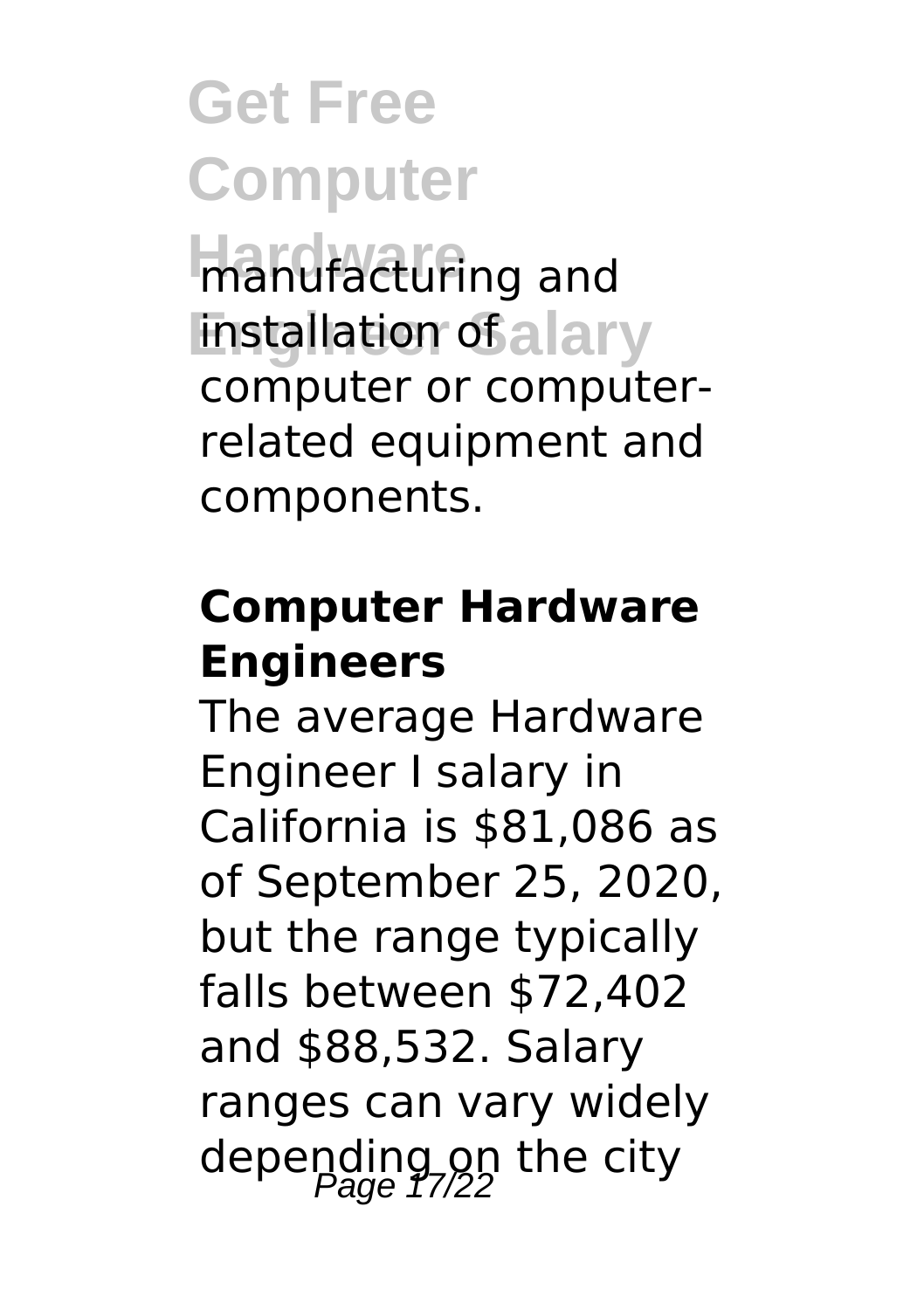manufacturing and installation of computer or computer-related equipment and components.

## Computer Hardware Engineers

The average Hardware Engineer I salary in California is $81,086 as of September 25, 2020, but the range typically falls between $72,402 and $88,532. Salary ranges can vary widely depending on the city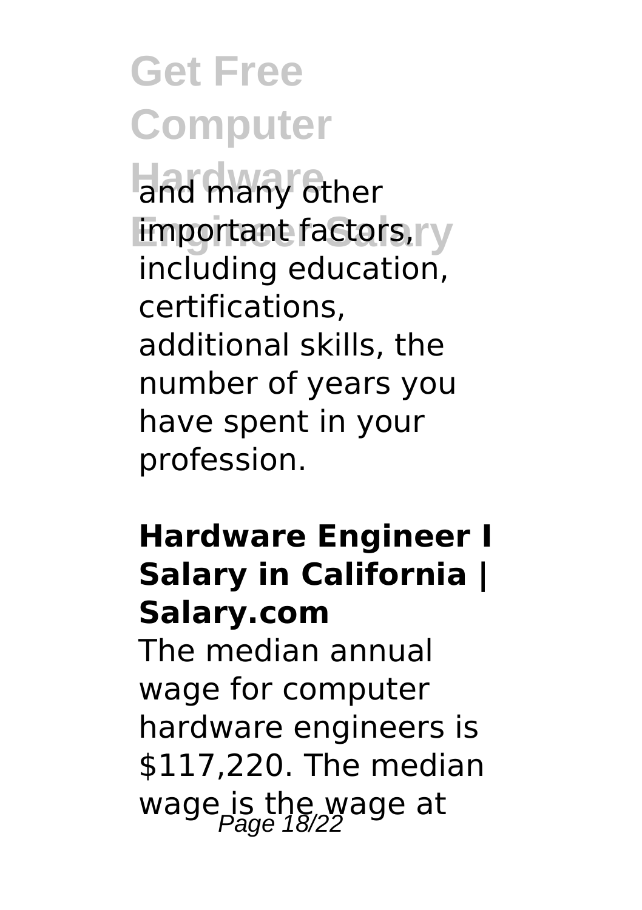and many other important factors, including education, certifications, additional skills, the number of years you have spent in your profession.

### Hardware Engineer I Salary in California | Salary.com

The median annual wage for computer hardware engineers is $117,220. The median wage is the wage at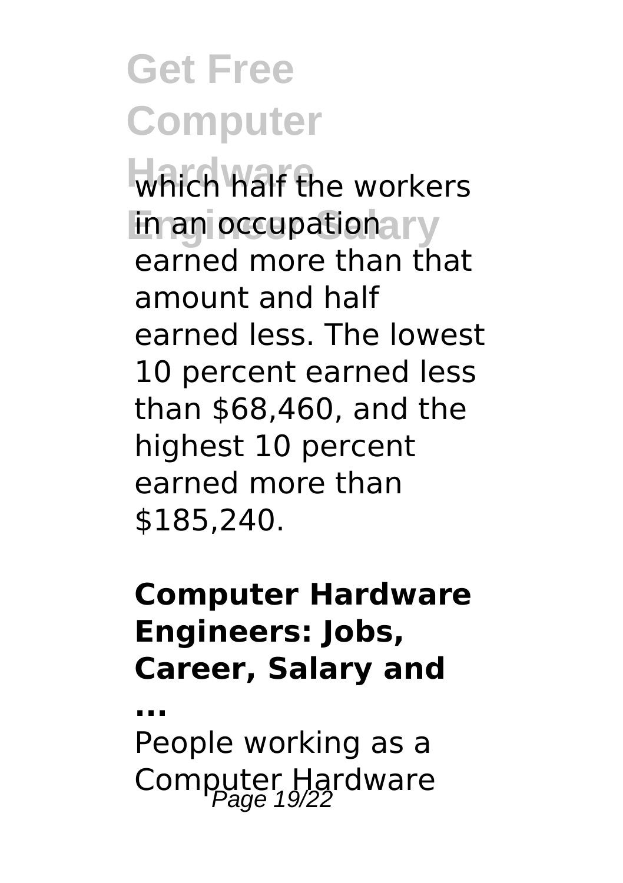which half the workers in an occupation earned more than that amount and half earned less. The lowest 10 percent earned less than $68,460, and the highest 10 percent earned more than $185,240.

**Computer Hardware Engineers: Jobs, Career, Salary and ...**

People working as a Computer Hardware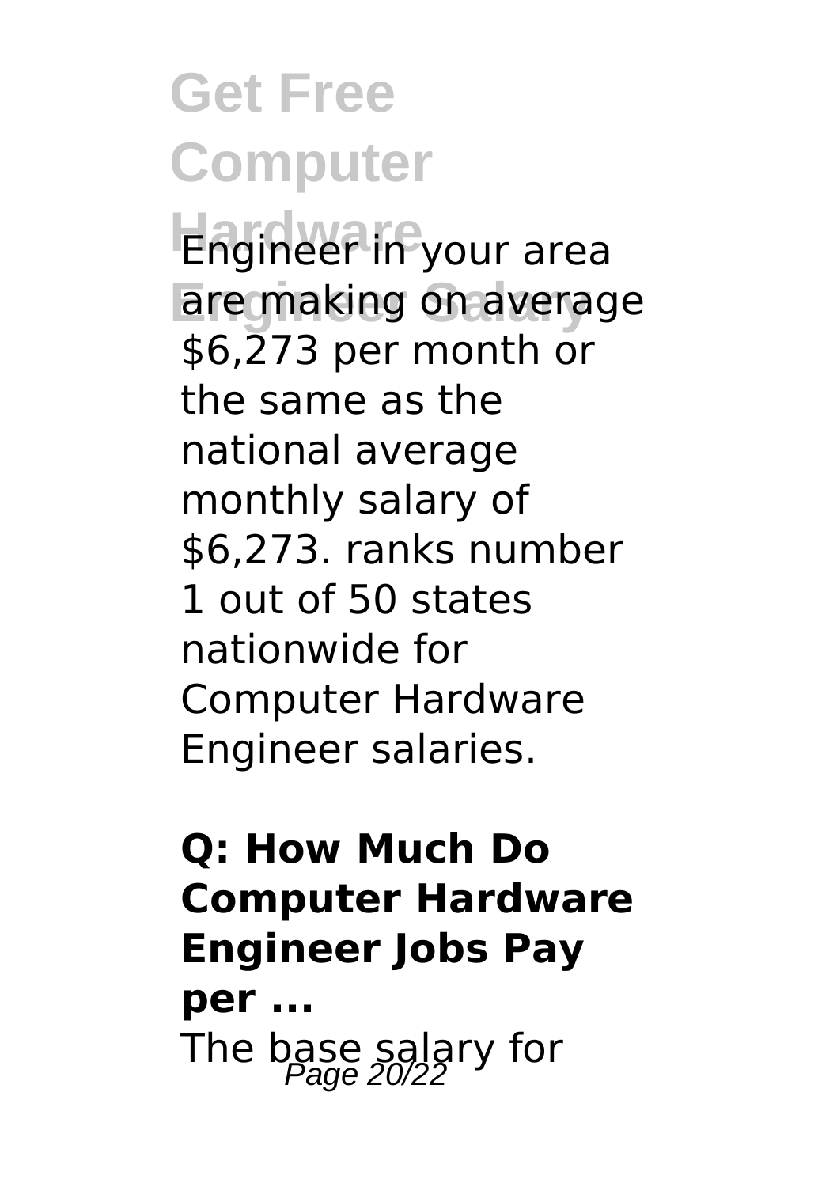Engineer in your area are making on average $6,273 per month or the same as the national average monthly salary of $6,273. ranks number 1 out of 50 states nationwide for Computer Hardware Engineer salaries.

**Q: How Much Do Computer Hardware Engineer Jobs Pay per ...**

The base salary for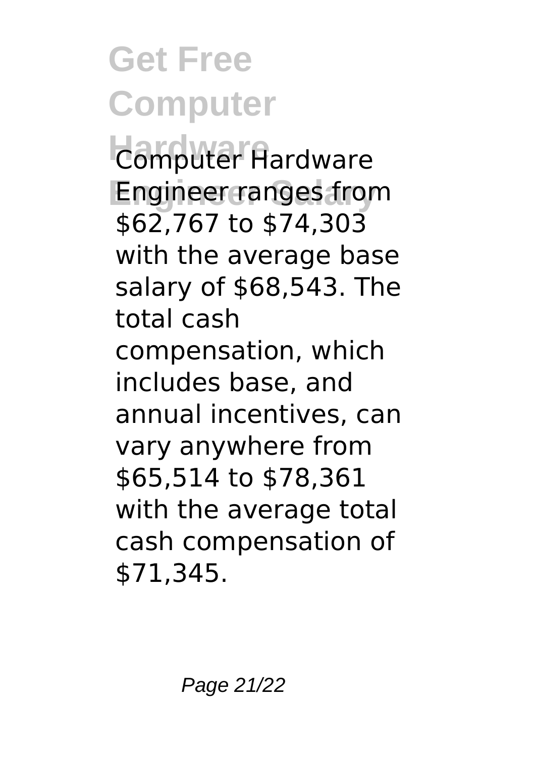Computer Hardware Engineer ranges from $62,767 to $74,303 with the average base salary of $68,543. The total cash compensation, which includes base, and annual incentives, can vary anywhere from $65,514 to $78,361 with the average total cash compensation of $71,345.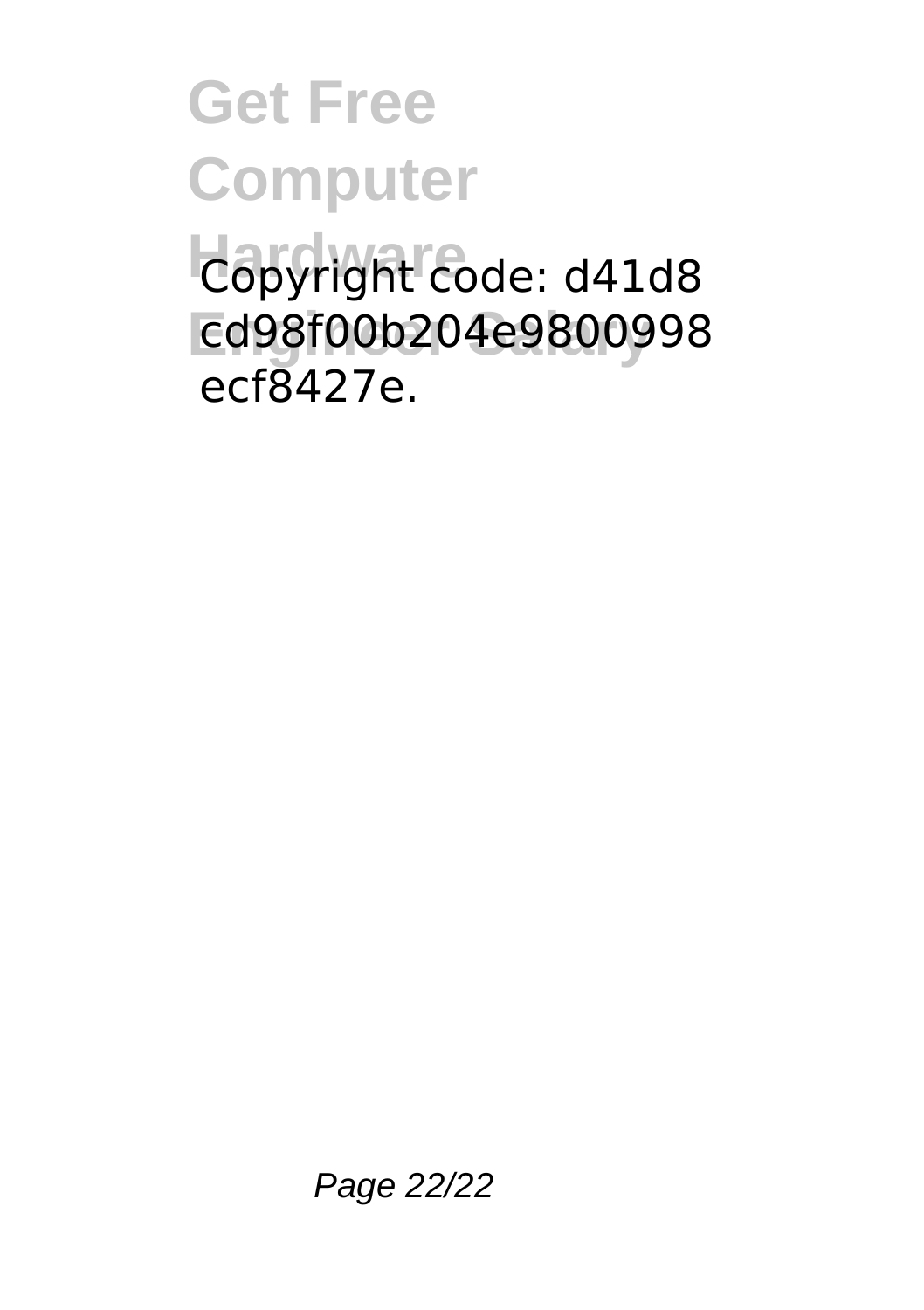Copyright code: d41d8cd98f00b204e9800998ecf8427e.